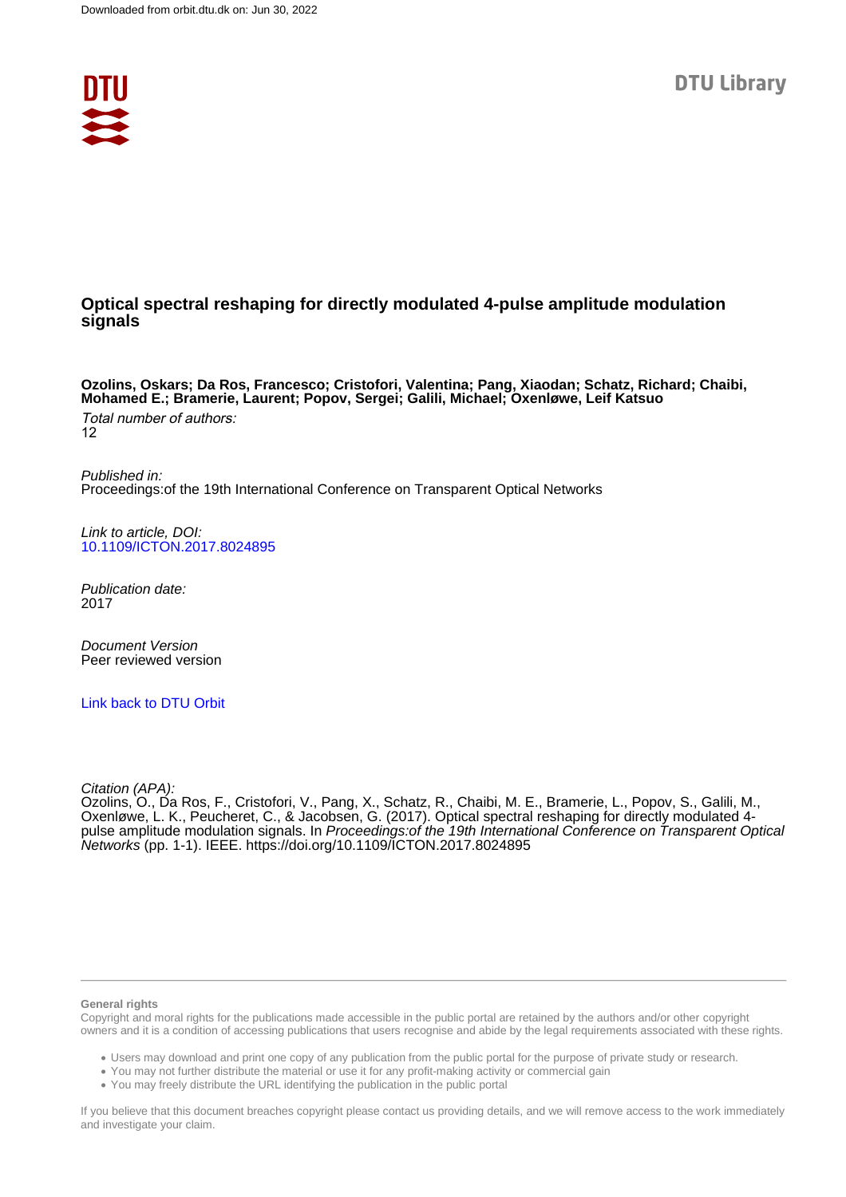Downloaded from orbit.dtu.dk on: Jun 30, 2022

DTU Library

# Optical spectral reshaping for directly modulated 4-pulse amplitude modulation signals

**Ozolins, Oskars; Da Ros, Francesco; Cristofori, Valentina; Pang, Xiaodan; Schatz, Richard; Chaibi, Mohamed E.; Bramerie, Laurent; Popov, Sergei; Galili, Michael; Oxenløwe, Leif Katsuo**

*Total number of authors:*
12

*Published in:*
Proceedings:of the 19th International Conference on Transparent Optical Networks

*Link to article, DOI:*
10.1109/ICTON.2017.8024895

*Publication date:*
2017

*Document Version*
Peer reviewed version

Link back to DTU Orbit

*Citation (APA):*
Ozolins, O., Da Ros, F., Cristofori, V., Pang, X., Schatz, R., Chaibi, M. E., Bramerie, L., Popov, S., Galili, M., Oxenløwe, L. K., Peucheret, C., & Jacobsen, G. (2017). Optical spectral reshaping for directly modulated 4-pulse amplitude modulation signals. In *Proceedings:of the 19th International Conference on Transparent Optical Networks* (pp. 1-1). IEEE. https://doi.org/10.1109/ICTON.2017.8024895

**General rights**

Copyright and moral rights for the publications made accessible in the public portal are retained by the authors and/or other copyright owners and it is a condition of accessing publications that users recognise and abide by the legal requirements associated with these rights.

- Users may download and print one copy of any publication from the public portal for the purpose of private study or research.
- You may not further distribute the material or use it for any profit-making activity or commercial gain
- You may freely distribute the URL identifying the publication in the public portal

If you believe that this document breaches copyright please contact us providing details, and we will remove access to the work immediately and investigate your claim.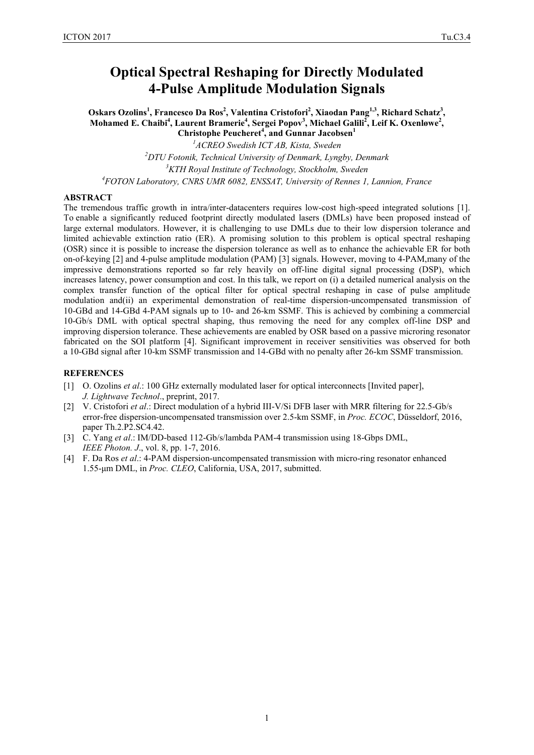# Optical Spectral Reshaping for Directly Modulated 4-Pulse Amplitude Modulation Signals

**Oskars Ozolins[1], Francesco Da Ros[2], Valentina Cristofori[2], Xiaodan Pang[1,3], Richard Schatz[3], Mohamed E. Chaibi[4], Laurent Bramerie[4], Sergei Popov[3], Michael Galili[2], Leif K. Oxenløwe[2], Christophe Peucheret[4], and Gunnar Jacobsen[1]**

[1] *ACREO Swedish ICT AB, Kista, Sweden*

[2] *DTU Fotonik, Technical University of Denmark, Lyngby, Denmark*

[3] *KTH Royal Institute of Technology, Stockholm, Sweden*

[4] *FOTON Laboratory, CNRS UMR 6082, ENSSAT, University of Rennes 1, Lannion, France*

## ABSTRACT

The tremendous traffic growth in intra/inter-datacenters requires low-cost high-speed integrated solutions [1]. To enable a significantly reduced footprint directly modulated lasers (DMLs) have been proposed instead of large external modulators. However, it is challenging to use DMLs due to their low dispersion tolerance and limited achievable extinction ratio (ER). A promising solution to this problem is optical spectral reshaping (OSR) since it is possible to increase the dispersion tolerance as well as to enhance the achievable ER for both on-of-keying [2] and 4-pulse amplitude modulation (PAM) [3] signals. However, moving to 4-PAM,many of the impressive demonstrations reported so far rely heavily on off-line digital signal processing (DSP), which increases latency, power consumption and cost. In this talk, we report on (i) a detailed numerical analysis on the complex transfer function of the optical filter for optical spectral reshaping in case of pulse amplitude modulation and(ii) an experimental demonstration of real-time dispersion-uncompensated transmission of 10-GBd and 14-GBd 4-PAM signals up to 10- and 26-km SSMF. This is achieved by combining a commercial 10-Gb/s DML with optical spectral shaping, thus removing the need for any complex off-line DSP and improving dispersion tolerance. These achievements are enabled by OSR based on a passive microring resonator fabricated on the SOI platform [4]. Significant improvement in receiver sensitivities was observed for both a 10-GBd signal after 10-km SSMF transmission and 14-GBd with no penalty after 26-km SSMF transmission.

## REFERENCES

[1] O. Ozolins *et al*.: 100 GHz externally modulated laser for optical interconnects [Invited paper], *J. Lightwave Technol*., preprint, 2017.

[2] V. Cristofori *et al*.: Direct modulation of a hybrid III-V/Si DFB laser with MRR filtering for 22.5-Gb/s error-free dispersion-uncompensated transmission over 2.5-km SSMF, in *Proc. ECOC*, Düsseldorf, 2016, paper Th.2.P2.SC4.42.

[3] C. Yang *et al*.: IM/DD-based 112-Gb/s/lambda PAM-4 transmission using 18-Gbps DML, *IEEE Photon. J*., vol. 8, pp. 1-7, 2016.

[4] F. Da Ros *et al*.: 4-PAM dispersion-uncompensated transmission with micro-ring resonator enhanced 1.55-µm DML, in *Proc. CLEO*, California, USA, 2017, submitted.